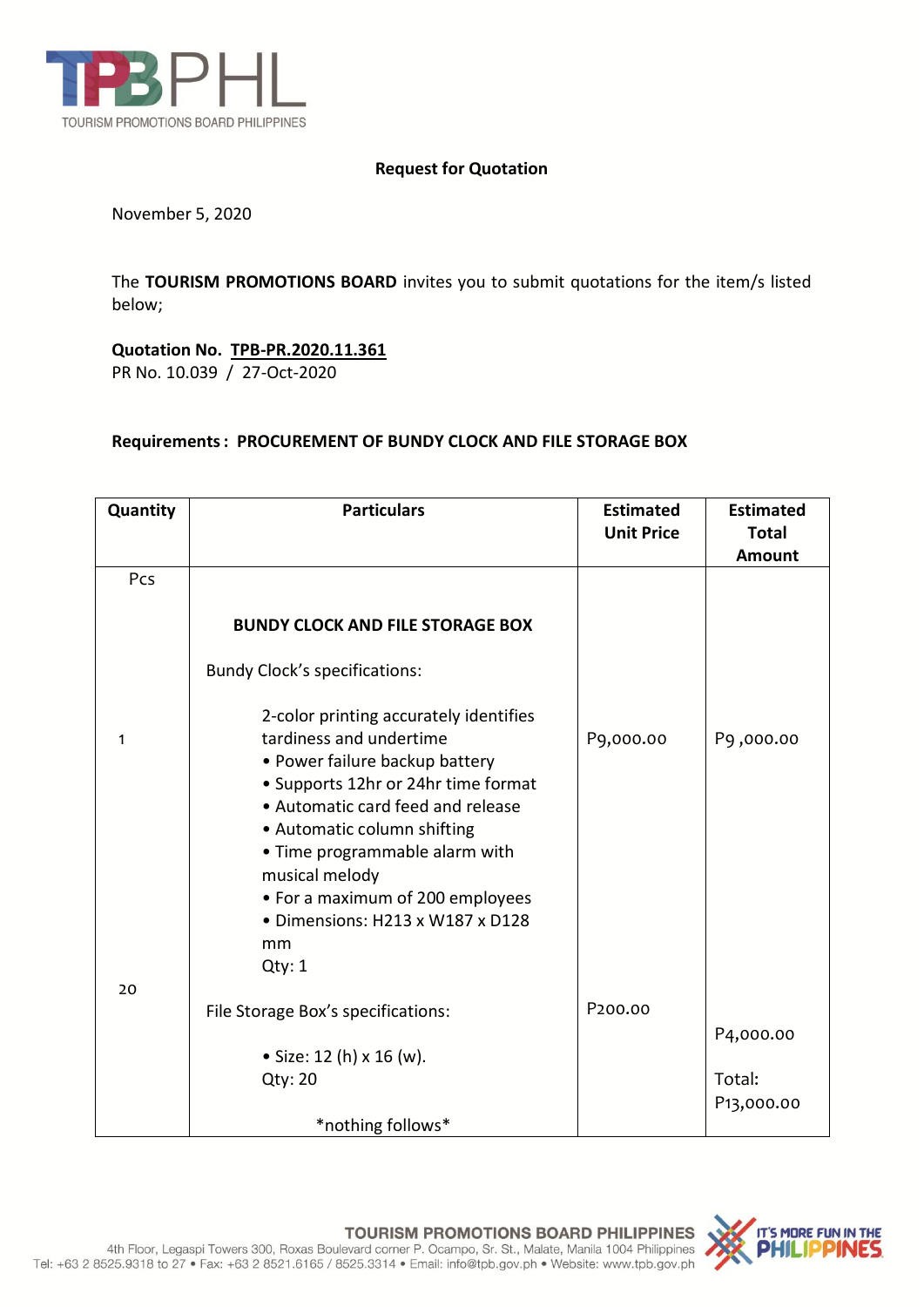TOURISM PROMOTIONS BOARD PHILIPPINES

**Request for Quotation**

November 5, 2020

The **TOURISM PROMOTIONS BOARD** invites you to submit quotations for the item/s listed below;

**Quotation No. TPB-PR.2020.11.361**
PR No. 10.039 / 27-Oct-2020

**Requirements : PROCUREMENT OF BUNDY CLOCK AND FILE STORAGE BOX**

| Quantity | Particulars | Estimated Unit Price | Estimated Total Amount |
|---|---|---|---|
| Pcs | **BUNDY CLOCK AND FILE STORAGE BOX** | | |
| 1 | Bundy Clock's specifications:<br><br>2-color printing accurately identifies tardiness and undertime<br>• Power failure backup battery<br>• Supports 12hr or 24hr time format<br>• Automatic card feed and release<br>• Automatic column shifting<br>• Time programmable alarm with musical melody<br>• For a maximum of 200 employees<br>• Dimensions: H213 x W187 x D128 mm<br>Qty: 1 | P9,000.00 | P9 ,000.00 |
| 20 | File Storage Box's specifications:<br><br>• Size: 12 (h) x 16 (w).<br>Qty: 20<br><br>*nothing follows* | P200.00 | P4,000.00<br><br>Total: P13,000.00 |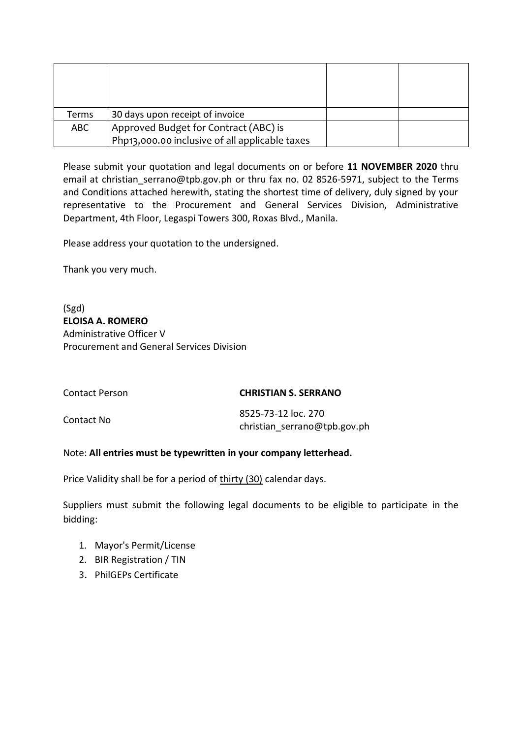| | | | |
|---|---|---|---|
| | | | |
| Terms | 30 days upon receipt of invoice | | |
| ABC | Approved Budget for Contract (ABC) is Php13,000.00 inclusive of all applicable taxes | | |

Please submit your quotation and legal documents on or before **11 NOVEMBER 2020** thru email at christian_serrano@tpb.gov.ph or thru fax no. 02 8526-5971, subject to the Terms and Conditions attached herewith, stating the shortest time of delivery, duly signed by your representative to the Procurement and General Services Division, Administrative Department, 4th Floor, Legaspi Towers 300, Roxas Blvd., Manila.

Please address your quotation to the undersigned.

Thank you very much.

(Sgd)
**ELOISA A. ROMERO**
Administrative Officer V
Procurement and General Services Division

Contact Person **CHRISTIAN S. SERRANO**

Contact No 8525-73-12 loc. 270
christian_serrano@tpb.gov.ph

Note: **All entries must be typewritten in your company letterhead.**

Price Validity shall be for a period of thirty (30) calendar days.

Suppliers must submit the following legal documents to be eligible to participate in the bidding:

1. Mayor's Permit/License
2. BIR Registration / TIN
3. PhilGEPs Certificate